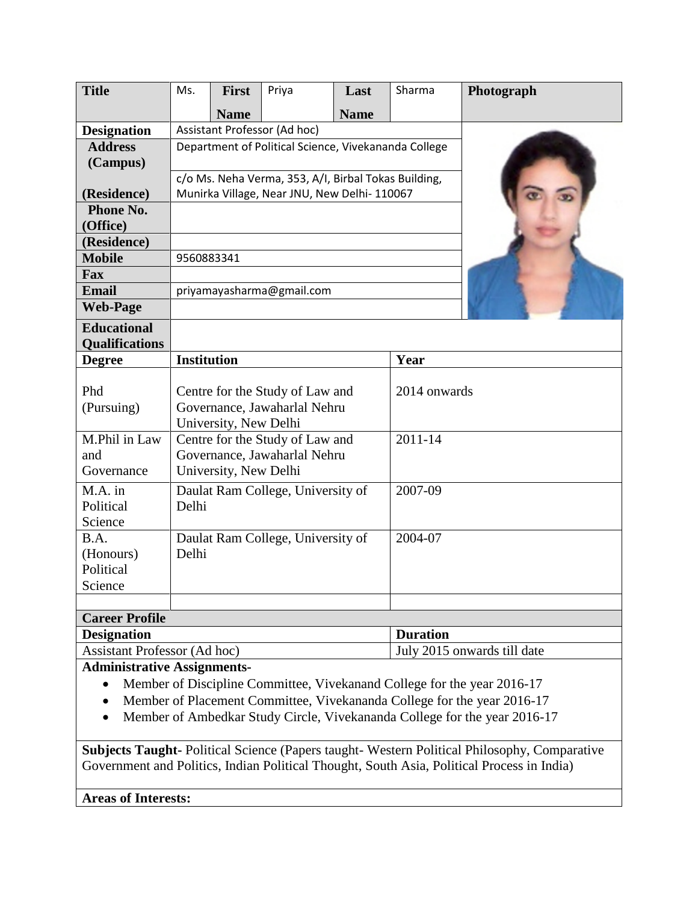| **Title** | Ms. | **First Name** | Priya | **Last Name** | Sharma | **Photograph** |
|---|---|---|---|---|---|---|
| **Designation** | Assistant Professor (Ad hoc) | | | | | |
| **Address (Campus)** | Department of Political Science, Vivekananda College | | | | | |
| **(Residence)** | c/o Ms. Neha Verma, 353, A/I, Birbal Tokas Building, Munirka Village, Near JNU, New Delhi- 110067 | | | | | |
| **Phone No. (Office)** | | | | | | |
| **(Residence)** | | | | | | |
| **Mobile** | 9560883341 | | | | | |
| **Fax** | | | | | | |
| **Email** | priyamayasharma@gmail.com | | | | | |
| **Web-Page** | | | | | | |

**Educational Qualifications**

| **Degree** | **Institution** | **Year** |
|---|---|---|
| Phd (Pursuing) | Centre for the Study of Law and Governance, Jawaharlal Nehru University, New Delhi | 2014 onwards |
| M.Phil in Law and Governance | Centre for the Study of Law and Governance, Jawaharlal Nehru University, New Delhi | 2011-14 |
| M.A. in Political Science | Daulat Ram College, University of Delhi | 2007-09 |
| B.A. (Honours) Political Science | Daulat Ram College, University of Delhi | 2004-07 |
| | | |

**Career Profile**

| **Designation** | **Duration** |
|---|---|
| Assistant Professor (Ad hoc) | July 2015 onwards till date |

**Administrative Assignments-**

- Member of Discipline Committee, Vivekanand College for the year 2016-17
- Member of Placement Committee, Vivekananda College for the year 2016-17
- Member of Ambedkar Study Circle, Vivekananda College for the year 2016-17

**Subjects Taught-** Political Science (Papers taught- Western Political Philosophy, Comparative Government and Politics, Indian Political Thought, South Asia, Political Process in India)

**Areas of Interests:**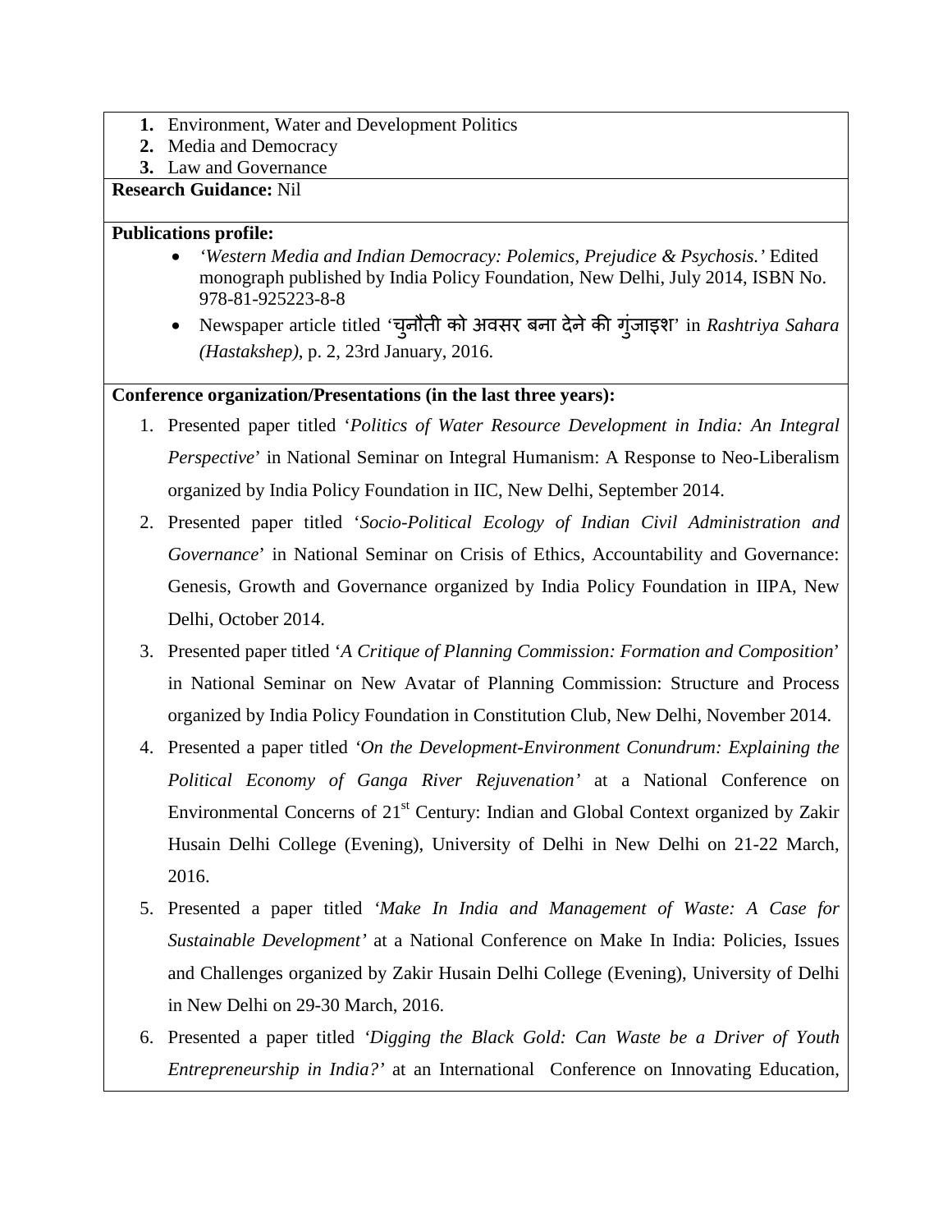1. **1.** Environment, Water and Development Politics
2. **2.** Media and Democracy
3. **3.** Law and Governance

**Research Guidance:** Nil

**Publications profile:**

- *'Western Media and Indian Democracy: Polemics, Prejudice & Psychosis.'* Edited monograph published by India Policy Foundation, New Delhi, July 2014, ISBN No. 978-81-925223-8-8
- Newspaper article titled 'चुनौती को अवसर बना देने की गुंजाइश' in *Rashtriya Sahara (Hastakshep)*, p. 2, 23rd January, 2016.

**Conference organization/Presentations (in the last three years):**

1. Presented paper titled '*Politics of Water Resource Development in India: An Integral Perspective*' in National Seminar on Integral Humanism: A Response to Neo-Liberalism organized by India Policy Foundation in IIC, New Delhi, September 2014.
2. Presented paper titled '*Socio-Political Ecology of Indian Civil Administration and Governance*' in National Seminar on Crisis of Ethics, Accountability and Governance: Genesis, Growth and Governance organized by India Policy Foundation in IIPA, New Delhi, October 2014.
3. Presented paper titled '*A Critique of Planning Commission: Formation and Composition*' in National Seminar on New Avatar of Planning Commission: Structure and Process organized by India Policy Foundation in Constitution Club, New Delhi, November 2014.
4. Presented a paper titled *'On the Development-Environment Conundrum: Explaining the Political Economy of Ganga River Rejuvenation'* at a National Conference on Environmental Concerns of 21st Century: Indian and Global Context organized by Zakir Husain Delhi College (Evening), University of Delhi in New Delhi on 21-22 March, 2016.
5. Presented a paper titled *'Make In India and Management of Waste: A Case for Sustainable Development'* at a National Conference on Make In India: Policies, Issues and Challenges organized by Zakir Husain Delhi College (Evening), University of Delhi in New Delhi on 29-30 March, 2016.
6. Presented a paper titled *'Digging the Black Gold: Can Waste be a Driver of Youth Entrepreneurship in India?'* at an International Conference on Innovating Education,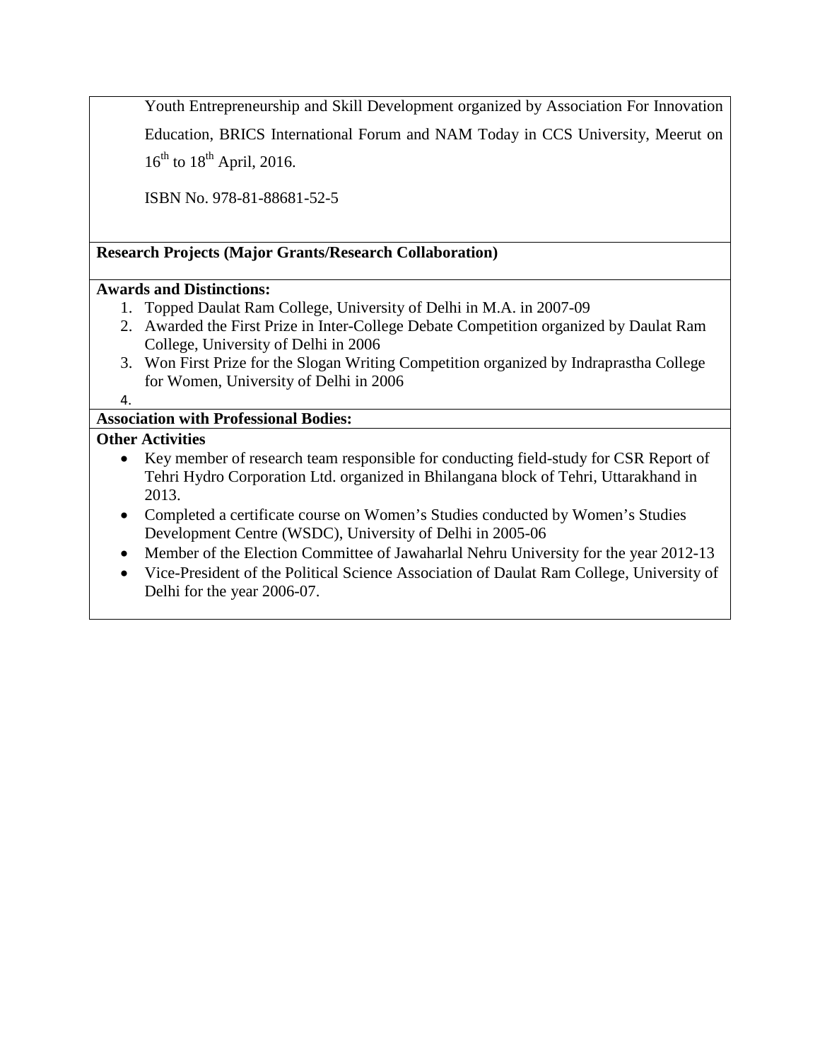Youth Entrepreneurship and Skill Development organized by Association For Innovation Education, BRICS International Forum and NAM Today in CCS University, Meerut on 16th to 18th April, 2016.

ISBN No. 978-81-88681-52-5

**Research Projects (Major Grants/Research Collaboration)**

**Awards and Distinctions:**

1. Topped Daulat Ram College, University of Delhi in M.A. in 2007-09
2. Awarded the First Prize in Inter-College Debate Competition organized by Daulat Ram College, University of Delhi in 2006
3. Won First Prize for the Slogan Writing Competition organized by Indraprastha College for Women, University of Delhi in 2006
4.

**Association with Professional Bodies:**

**Other Activities**

- Key member of research team responsible for conducting field-study for CSR Report of Tehri Hydro Corporation Ltd. organized in Bhilangana block of Tehri, Uttarakhand in 2013.
- Completed a certificate course on Women's Studies conducted by Women's Studies Development Centre (WSDC), University of Delhi in 2005-06
- Member of the Election Committee of Jawaharlal Nehru University for the year 2012-13
- Vice-President of the Political Science Association of Daulat Ram College, University of Delhi for the year 2006-07.